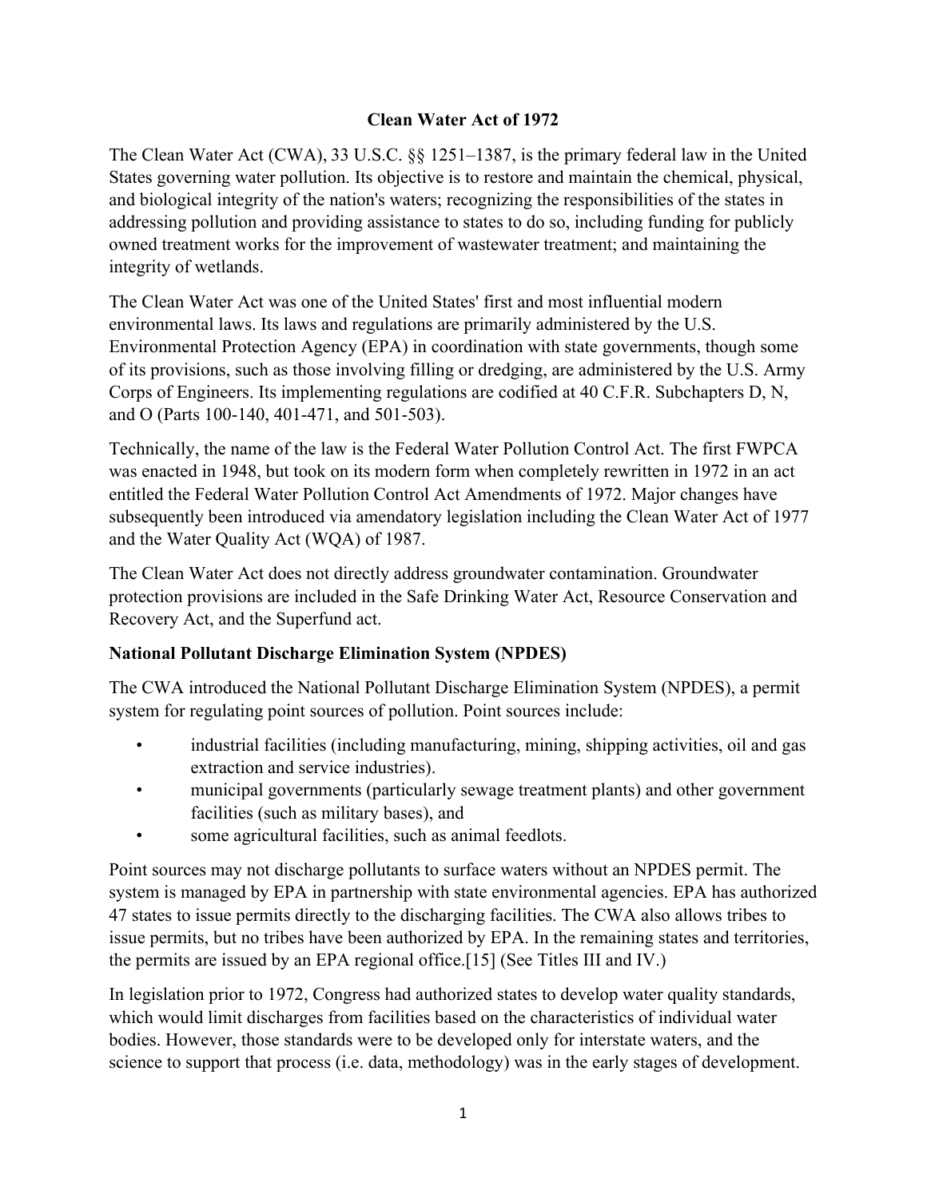# Clean Water Act of 1972

The Clean Water Act (CWA), 33 U.S.C. §§ 1251–1387, is the primary federal law in the United States governing water pollution. Its objective is to restore and maintain the chemical, physical, and biological integrity of the nation's waters; recognizing the responsibilities of the states in addressing pollution and providing assistance to states to do so, including funding for publicly owned treatment works for the improvement of wastewater treatment; and maintaining the integrity of wetlands.

The Clean Water Act was one of the United States' first and most influential modern environmental laws. Its laws and regulations are primarily administered by the U.S. Environmental Protection Agency (EPA) in coordination with state governments, though some of its provisions, such as those involving filling or dredging, are administered by the U.S. Army Corps of Engineers. Its implementing regulations are codified at 40 C.F.R. Subchapters D, N, and O (Parts 100-140, 401-471, and 501-503).

Technically, the name of the law is the Federal Water Pollution Control Act. The first FWPCA was enacted in 1948, but took on its modern form when completely rewritten in 1972 in an act entitled the Federal Water Pollution Control Act Amendments of 1972. Major changes have subsequently been introduced via amendatory legislation including the Clean Water Act of 1977 and the Water Quality Act (WQA) of 1987.

The Clean Water Act does not directly address groundwater contamination. Groundwater protection provisions are included in the Safe Drinking Water Act, Resource Conservation and Recovery Act, and the Superfund act.

## National Pollutant Discharge Elimination System (NPDES)

The CWA introduced the National Pollutant Discharge Elimination System (NPDES), a permit system for regulating point sources of pollution. Point sources include:

- industrial facilities (including manufacturing, mining, shipping activities, oil and gas extraction and service industries).
- municipal governments (particularly sewage treatment plants) and other government facilities (such as military bases), and
- some agricultural facilities, such as animal feedlots.

Point sources may not discharge pollutants to surface waters without an NPDES permit. The system is managed by EPA in partnership with state environmental agencies. EPA has authorized 47 states to issue permits directly to the discharging facilities. The CWA also allows tribes to issue permits, but no tribes have been authorized by EPA. In the remaining states and territories, the permits are issued by an EPA regional office.[15] (See Titles III and IV.)

In legislation prior to 1972, Congress had authorized states to develop water quality standards, which would limit discharges from facilities based on the characteristics of individual water bodies. However, those standards were to be developed only for interstate waters, and the science to support that process (i.e. data, methodology) was in the early stages of development.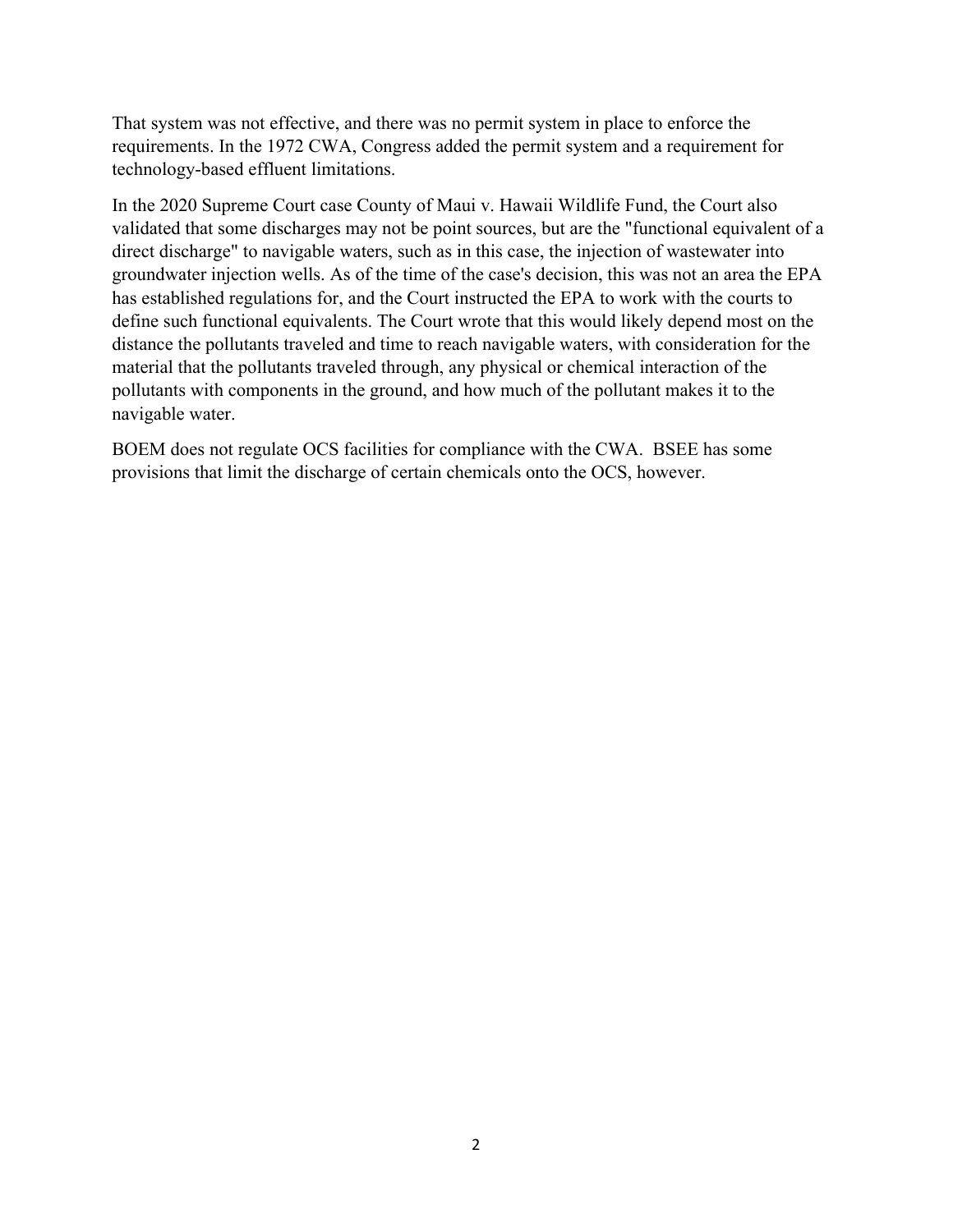That system was not effective, and there was no permit system in place to enforce the requirements. In the 1972 CWA, Congress added the permit system and a requirement for technology-based effluent limitations.

In the 2020 Supreme Court case County of Maui v. Hawaii Wildlife Fund, the Court also validated that some discharges may not be point sources, but are the "functional equivalent of a direct discharge" to navigable waters, such as in this case, the injection of wastewater into groundwater injection wells. As of the time of the case's decision, this was not an area the EPA has established regulations for, and the Court instructed the EPA to work with the courts to define such functional equivalents. The Court wrote that this would likely depend most on the distance the pollutants traveled and time to reach navigable waters, with consideration for the material that the pollutants traveled through, any physical or chemical interaction of the pollutants with components in the ground, and how much of the pollutant makes it to the navigable water.

BOEM does not regulate OCS facilities for compliance with the CWA. BSEE has some provisions that limit the discharge of certain chemicals onto the OCS, however.